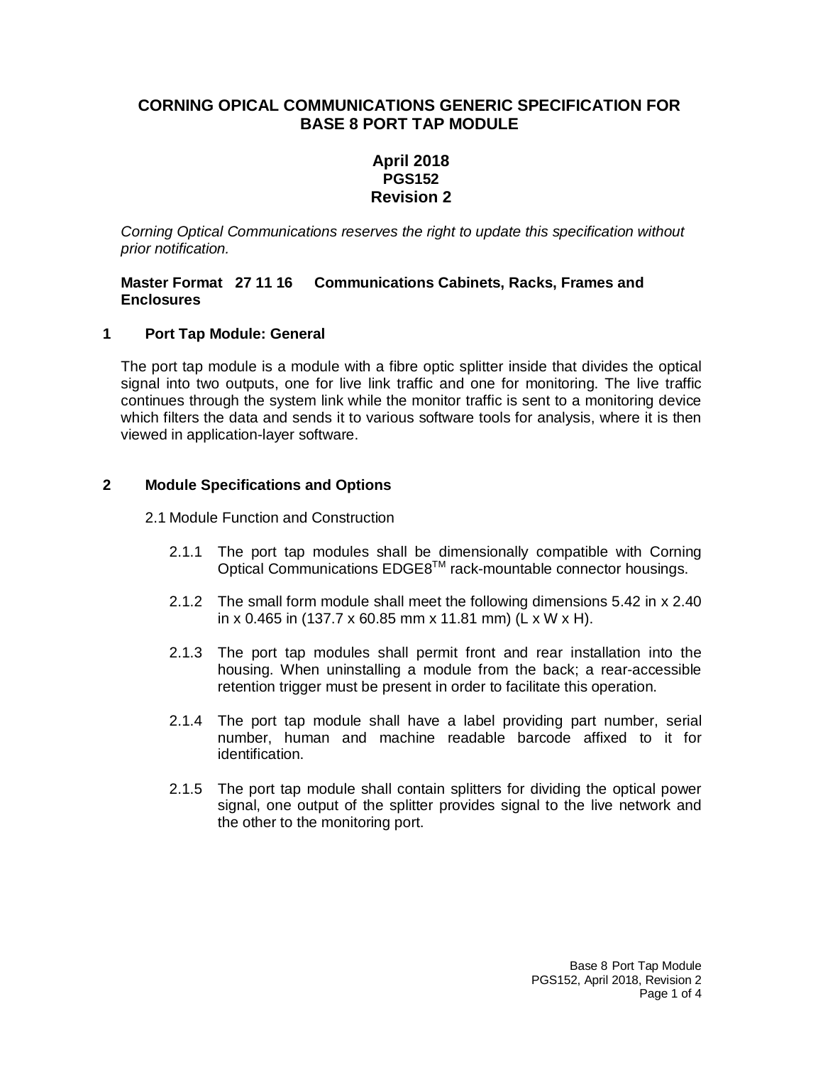# CORNING OPICAL COMMUNICATIONS GENERIC SPECIFICATION FOR BASE 8 PORT TAP MODULE

**April 2018**
**PGS152**
**Revision 2**

*Corning Optical Communications reserves the right to update this specification without prior notification.*

**Master Format 27 11 16 Communications Cabinets, Racks, Frames and Enclosures**

## 1 Port Tap Module: General

The port tap module is a module with a fibre optic splitter inside that divides the optical signal into two outputs, one for live link traffic and one for monitoring. The live traffic continues through the system link while the monitor traffic is sent to a monitoring device which filters the data and sends it to various software tools for analysis, where it is then viewed in application-layer software.

## 2 Module Specifications and Options

2.1 Module Function and Construction

2.1.1 The port tap modules shall be dimensionally compatible with Corning Optical Communications EDGE8™ rack-mountable connector housings.

2.1.2 The small form module shall meet the following dimensions 5.42 in x 2.40 in x 0.465 in (137.7 x 60.85 mm x 11.81 mm) (L x W x H).

2.1.3 The port tap modules shall permit front and rear installation into the housing. When uninstalling a module from the back; a rear-accessible retention trigger must be present in order to facilitate this operation.

2.1.4 The port tap module shall have a label providing part number, serial number, human and machine readable barcode affixed to it for identification.

2.1.5 The port tap module shall contain splitters for dividing the optical power signal, one output of the splitter provides signal to the live network and the other to the monitoring port.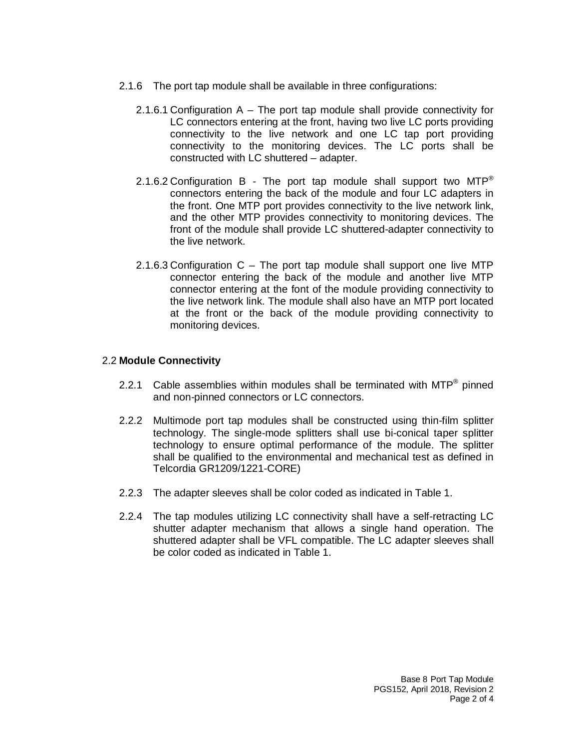2.1.6 The port tap module shall be available in three configurations:

2.1.6.1 Configuration A – The port tap module shall provide connectivity for LC connectors entering at the front, having two live LC ports providing connectivity to the live network and one LC tap port providing connectivity to the monitoring devices. The LC ports shall be constructed with LC shuttered – adapter.

2.1.6.2 Configuration B - The port tap module shall support two MTP® connectors entering the back of the module and four LC adapters in the front. One MTP port provides connectivity to the live network link, and the other MTP provides connectivity to monitoring devices. The front of the module shall provide LC shuttered-adapter connectivity to the live network.

2.1.6.3 Configuration C – The port tap module shall support one live MTP connector entering the back of the module and another live MTP connector entering at the font of the module providing connectivity to the live network link. The module shall also have an MTP port located at the front or the back of the module providing connectivity to monitoring devices.

## 2.2 Module Connectivity

2.2.1 Cable assemblies within modules shall be terminated with MTP® pinned and non-pinned connectors or LC connectors.

2.2.2 Multimode port tap modules shall be constructed using thin-film splitter technology. The single-mode splitters shall use bi-conical taper splitter technology to ensure optimal performance of the module. The splitter shall be qualified to the environmental and mechanical test as defined in Telcordia GR1209/1221-CORE)

2.2.3 The adapter sleeves shall be color coded as indicated in Table 1.

2.2.4 The tap modules utilizing LC connectivity shall have a self-retracting LC shutter adapter mechanism that allows a single hand operation. The shuttered adapter shall be VFL compatible. The LC adapter sleeves shall be color coded as indicated in Table 1.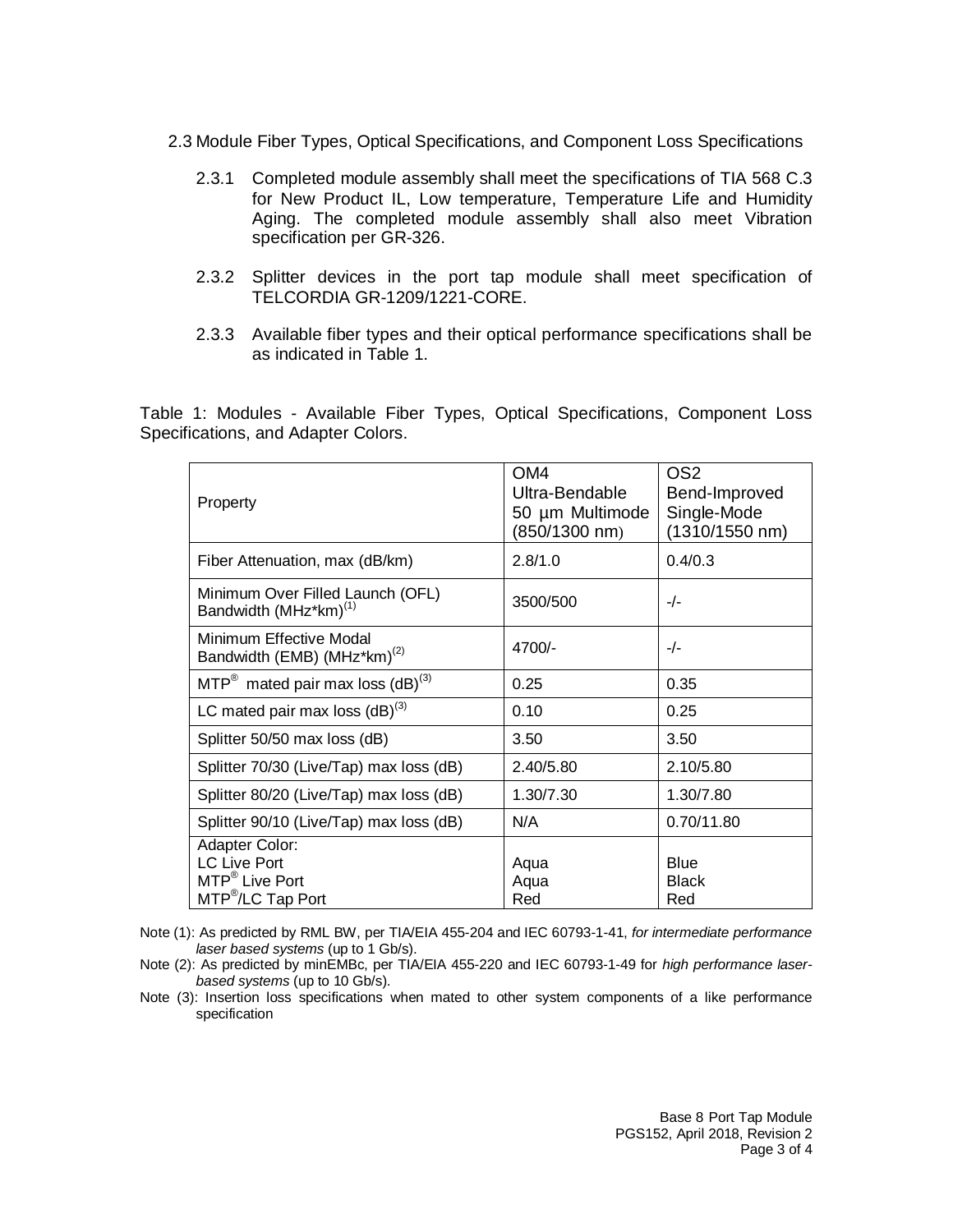## 2.3 Module Fiber Types, Optical Specifications, and Component Loss Specifications

2.3.1 Completed module assembly shall meet the specifications of TIA 568 C.3 for New Product IL, Low temperature, Temperature Life and Humidity Aging. The completed module assembly shall also meet Vibration specification per GR-326.

2.3.2 Splitter devices in the port tap module shall meet specification of TELCORDIA GR-1209/1221-CORE.

2.3.3 Available fiber types and their optical performance specifications shall be as indicated in Table 1.

Table 1: Modules - Available Fiber Types, Optical Specifications, Component Loss Specifications, and Adapter Colors.

| Property | OM4 Ultra-Bendable 50 µm Multimode (850/1300 nm) | OS2 Bend-Improved Single-Mode (1310/1550 nm) |
|---|---|---|
| Fiber Attenuation, max (dB/km) | 2.8/1.0 | 0.4/0.3 |
| Minimum Over Filled Launch (OFL) Bandwidth (MHz*km)(1) | 3500/500 | -/- |
| Minimum Effective Modal Bandwidth (EMB) (MHz*km)(2) | 4700/- | -/- |
| MTP® mated pair max loss (dB)(3) | 0.25 | 0.35 |
| LC mated pair max loss (dB)(3) | 0.10 | 0.25 |
| Splitter 50/50 max loss (dB) | 3.50 | 3.50 |
| Splitter 70/30 (Live/Tap) max loss (dB) | 2.40/5.80 | 2.10/5.80 |
| Splitter 80/20 (Live/Tap) max loss (dB) | 1.30/7.30 | 1.30/7.80 |
| Splitter 90/10 (Live/Tap) max loss (dB) | N/A | 0.70/11.80 |
| Adapter Color:<br>LC Live Port<br>MTP® Live Port<br>MTP®/LC Tap Port | <br>Aqua<br>Aqua<br>Red | <br>Blue<br>Black<br>Red |

Note (1): As predicted by RML BW, per TIA/EIA 455-204 and IEC 60793-1-41, *for intermediate performance laser based systems* (up to 1 Gb/s).

Note (2): As predicted by minEMBc, per TIA/EIA 455-220 and IEC 60793-1-49 for *high performance laser-based systems* (up to 10 Gb/s).

Note (3): Insertion loss specifications when mated to other system components of a like performance specification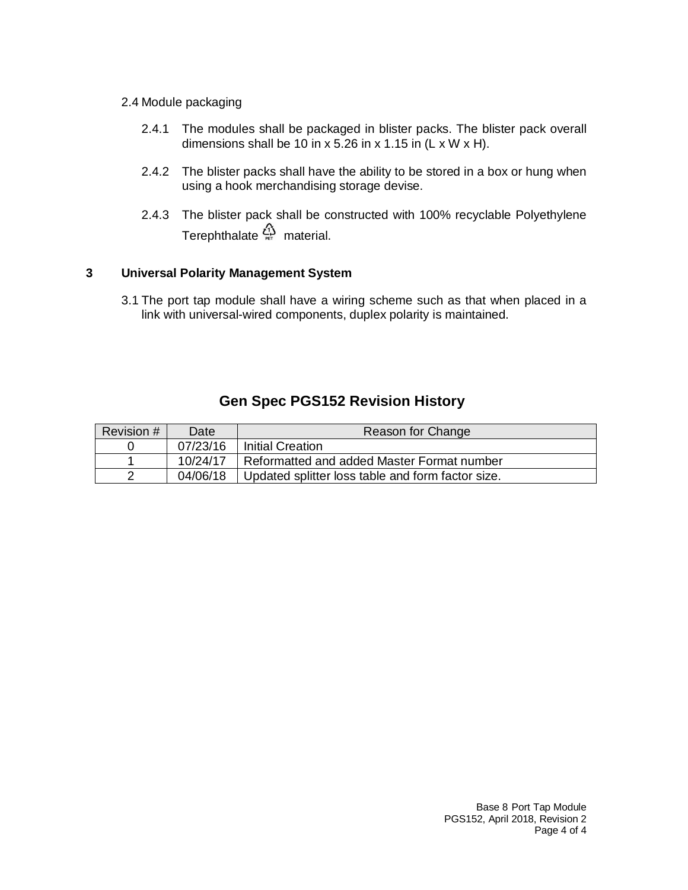2.4 Module packaging

2.4.1 The modules shall be packaged in blister packs. The blister pack overall dimensions shall be 10 in x 5.26 in x 1.15 in (L x W x H).

2.4.2 The blister packs shall have the ability to be stored in a box or hung when using a hook merchandising storage devise.

2.4.3 The blister pack shall be constructed with 100% recyclable Polyethylene Terephthalate ♳ material.

## 3 Universal Polarity Management System

3.1 The port tap module shall have a wiring scheme such as that when placed in a link with universal-wired components, duplex polarity is maintained.

## Gen Spec PGS152 Revision History

| Revision # | Date | Reason for Change |
|---|---|---|
| 0 | 07/23/16 | Initial Creation |
| 1 | 10/24/17 | Reformatted and added Master Format number |
| 2 | 04/06/18 | Updated splitter loss table and form factor size. |